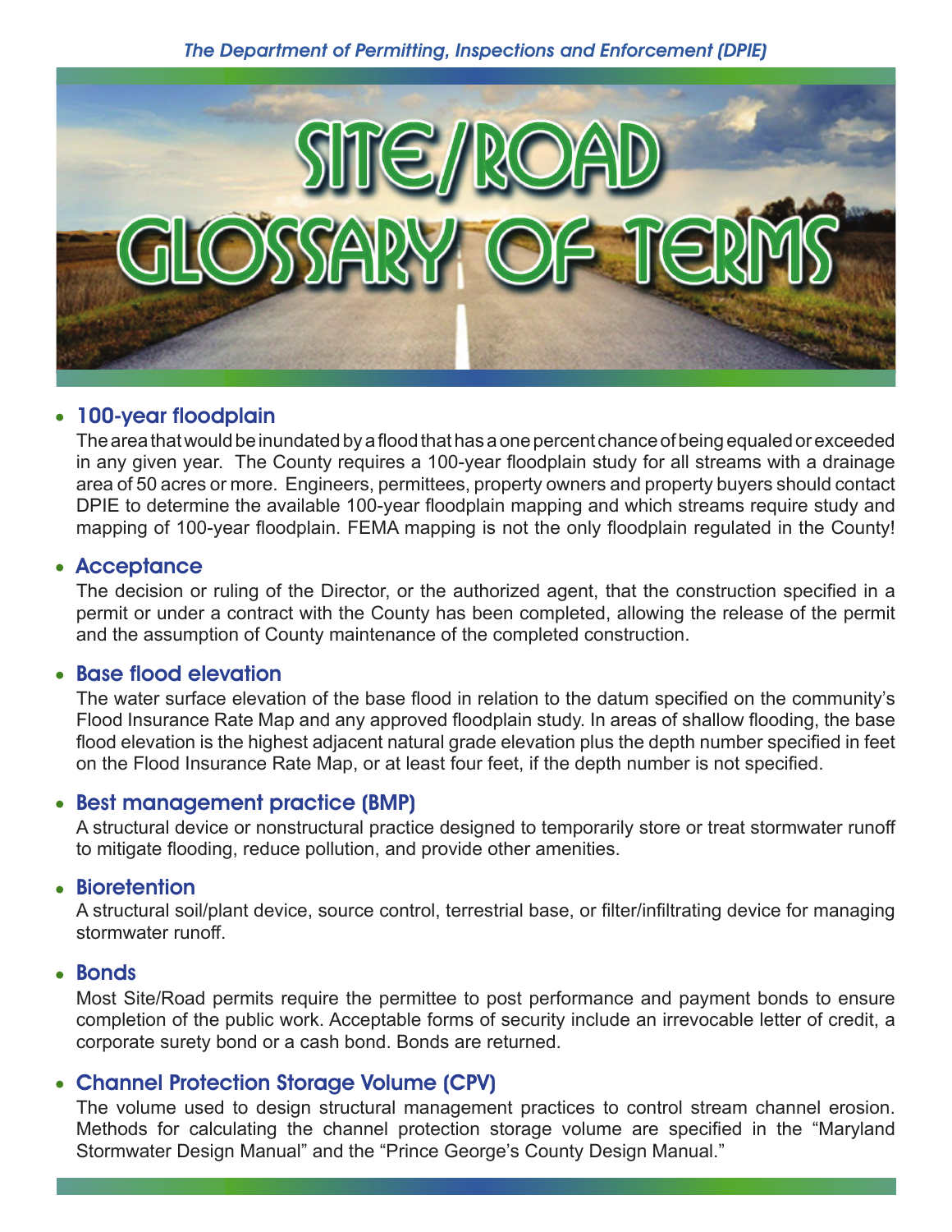*The Department of Permitting, Inspections and Enforcement (DPIE)*

# SITE/ROAD GLOSSARY OF TERMS

- **100-year floodplain**

  The area that would be inundated by a flood that has a one percent chance of being equaled or exceeded in any given year. The County requires a 100-year floodplain study for all streams with a drainage area of 50 acres or more. Engineers, permittees, property owners and property buyers should contact DPIE to determine the available 100-year floodplain mapping and which streams require study and mapping of 100-year floodplain. FEMA mapping is not the only floodplain regulated in the County!

- **Acceptance**

  The decision or ruling of the Director, or the authorized agent, that the construction specified in a permit or under a contract with the County has been completed, allowing the release of the permit and the assumption of County maintenance of the completed construction.

- **Base flood elevation**

  The water surface elevation of the base flood in relation to the datum specified on the community's Flood Insurance Rate Map and any approved floodplain study. In areas of shallow flooding, the base flood elevation is the highest adjacent natural grade elevation plus the depth number specified in feet on the Flood Insurance Rate Map, or at least four feet, if the depth number is not specified.

- **Best management practice (BMP)**

  A structural device or nonstructural practice designed to temporarily store or treat stormwater runoff to mitigate flooding, reduce pollution, and provide other amenities.

- **Bioretention**

  A structural soil/plant device, source control, terrestrial base, or filter/infiltrating device for managing stormwater runoff.

- **Bonds**

  Most Site/Road permits require the permittee to post performance and payment bonds to ensure completion of the public work. Acceptable forms of security include an irrevocable letter of credit, a corporate surety bond or a cash bond. Bonds are returned.

- **Channel Protection Storage Volume (CPV)**

  The volume used to design structural management practices to control stream channel erosion. Methods for calculating the channel protection storage volume are specified in the "Maryland Stormwater Design Manual" and the "Prince George's County Design Manual."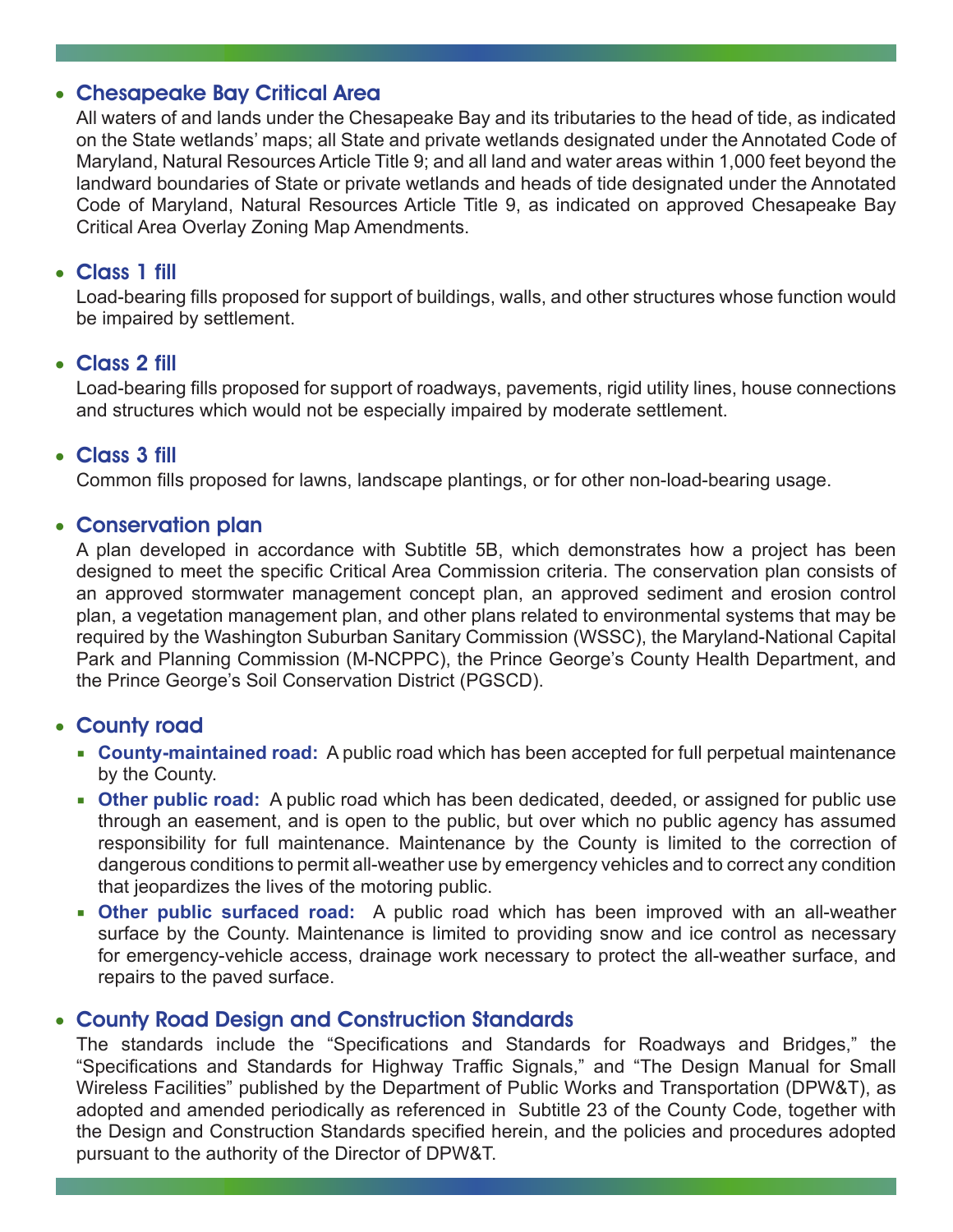- **Chesapeake Bay Critical Area**

  All waters of and lands under the Chesapeake Bay and its tributaries to the head of tide, as indicated on the State wetlands' maps; all State and private wetlands designated under the Annotated Code of Maryland, Natural Resources Article Title 9; and all land and water areas within 1,000 feet beyond the landward boundaries of State or private wetlands and heads of tide designated under the Annotated Code of Maryland, Natural Resources Article Title 9, as indicated on approved Chesapeake Bay Critical Area Overlay Zoning Map Amendments.

- **Class 1 fill**

  Load-bearing fills proposed for support of buildings, walls, and other structures whose function would be impaired by settlement.

- **Class 2 fill**

  Load-bearing fills proposed for support of roadways, pavements, rigid utility lines, house connections and structures which would not be especially impaired by moderate settlement.

- **Class 3 fill**

  Common fills proposed for lawns, landscape plantings, or for other non-load-bearing usage.

- **Conservation plan**

  A plan developed in accordance with Subtitle 5B, which demonstrates how a project has been designed to meet the specific Critical Area Commission criteria. The conservation plan consists of an approved stormwater management concept plan, an approved sediment and erosion control plan, a vegetation management plan, and other plans related to environmental systems that may be required by the Washington Suburban Sanitary Commission (WSSC), the Maryland-National Capital Park and Planning Commission (M-NCPPC), the Prince George's County Health Department, and the Prince George's Soil Conservation District (PGSCD).

- **County road**
  - **County-maintained road:** A public road which has been accepted for full perpetual maintenance by the County.
  - **Other public road:** A public road which has been dedicated, deeded, or assigned for public use through an easement, and is open to the public, but over which no public agency has assumed responsibility for full maintenance. Maintenance by the County is limited to the correction of dangerous conditions to permit all-weather use by emergency vehicles and to correct any condition that jeopardizes the lives of the motoring public.
  - **Other public surfaced road:** A public road which has been improved with an all-weather surface by the County. Maintenance is limited to providing snow and ice control as necessary for emergency-vehicle access, drainage work necessary to protect the all-weather surface, and repairs to the paved surface.

- **County Road Design and Construction Standards**

  The standards include the "Specifications and Standards for Roadways and Bridges," the "Specifications and Standards for Highway Traffic Signals," and "The Design Manual for Small Wireless Facilities" published by the Department of Public Works and Transportation (DPW&T), as adopted and amended periodically as referenced in Subtitle 23 of the County Code, together with the Design and Construction Standards specified herein, and the policies and procedures adopted pursuant to the authority of the Director of DPW&T.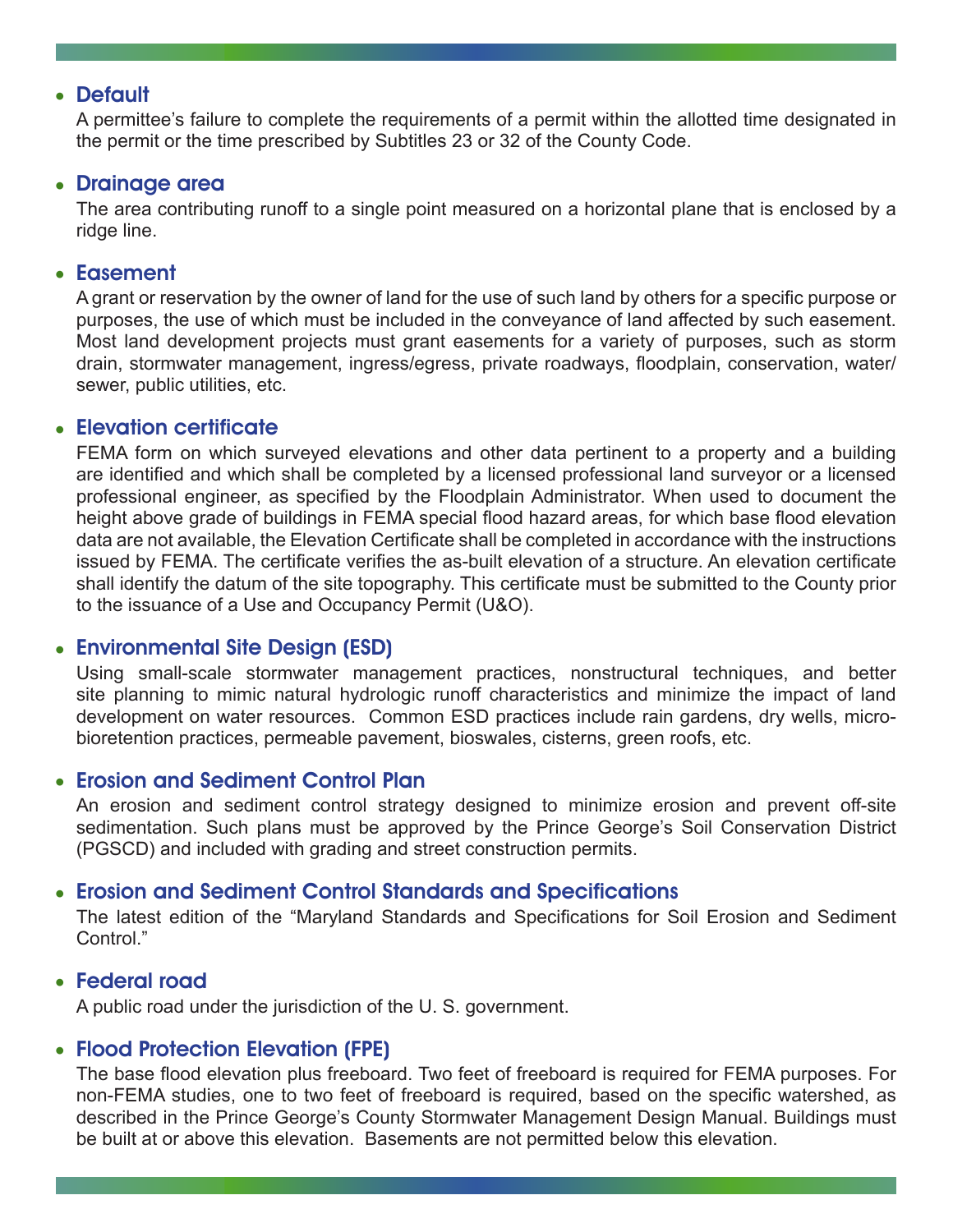- **Default**

  A permittee's failure to complete the requirements of a permit within the allotted time designated in the permit or the time prescribed by Subtitles 23 or 32 of the County Code.

- **Drainage area**

  The area contributing runoff to a single point measured on a horizontal plane that is enclosed by a ridge line.

- **Easement**

  A grant or reservation by the owner of land for the use of such land by others for a specific purpose or purposes, the use of which must be included in the conveyance of land affected by such easement. Most land development projects must grant easements for a variety of purposes, such as storm drain, stormwater management, ingress/egress, private roadways, floodplain, conservation, water/sewer, public utilities, etc.

- **Elevation certificate**

  FEMA form on which surveyed elevations and other data pertinent to a property and a building are identified and which shall be completed by a licensed professional land surveyor or a licensed professional engineer, as specified by the Floodplain Administrator. When used to document the height above grade of buildings in FEMA special flood hazard areas, for which base flood elevation data are not available, the Elevation Certificate shall be completed in accordance with the instructions issued by FEMA. The certificate verifies the as-built elevation of a structure. An elevation certificate shall identify the datum of the site topography. This certificate must be submitted to the County prior to the issuance of a Use and Occupancy Permit (U&O).

- **Environmental Site Design (ESD)**

  Using small-scale stormwater management practices, nonstructural techniques, and better site planning to mimic natural hydrologic runoff characteristics and minimize the impact of land development on water resources. Common ESD practices include rain gardens, dry wells, micro-bioretention practices, permeable pavement, bioswales, cisterns, green roofs, etc.

- **Erosion and Sediment Control Plan**

  An erosion and sediment control strategy designed to minimize erosion and prevent off-site sedimentation. Such plans must be approved by the Prince George's Soil Conservation District (PGSCD) and included with grading and street construction permits.

- **Erosion and Sediment Control Standards and Specifications**

  The latest edition of the "Maryland Standards and Specifications for Soil Erosion and Sediment Control."

- **Federal road**

  A public road under the jurisdiction of the U. S. government.

- **Flood Protection Elevation (FPE)**

  The base flood elevation plus freeboard. Two feet of freeboard is required for FEMA purposes. For non-FEMA studies, one to two feet of freeboard is required, based on the specific watershed, as described in the Prince George's County Stormwater Management Design Manual. Buildings must be built at or above this elevation. Basements are not permitted below this elevation.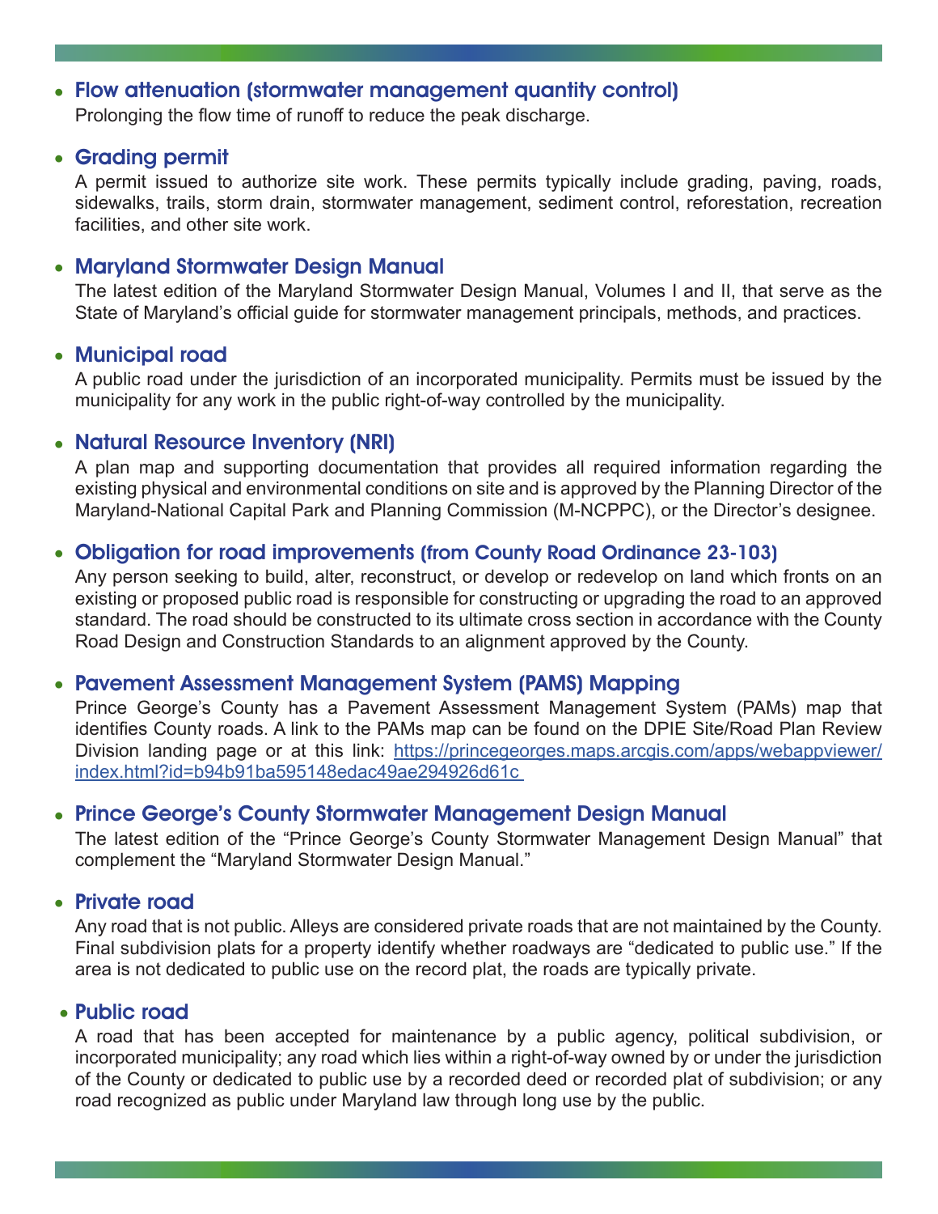- **Flow attenuation (stormwater management quantity control)**
  Prolonging the flow time of runoff to reduce the peak discharge.

- **Grading permit**
  A permit issued to authorize site work. These permits typically include grading, paving, roads, sidewalks, trails, storm drain, stormwater management, sediment control, reforestation, recreation facilities, and other site work.

- **Maryland Stormwater Design Manual**
  The latest edition of the Maryland Stormwater Design Manual, Volumes I and II, that serve as the State of Maryland's official guide for stormwater management principals, methods, and practices.

- **Municipal road**
  A public road under the jurisdiction of an incorporated municipality. Permits must be issued by the municipality for any work in the public right-of-way controlled by the municipality.

- **Natural Resource Inventory (NRI)**
  A plan map and supporting documentation that provides all required information regarding the existing physical and environmental conditions on site and is approved by the Planning Director of the Maryland-National Capital Park and Planning Commission (M-NCPPC), or the Director's designee.

- **Obligation for road improvements (from County Road Ordinance 23-103)**
  Any person seeking to build, alter, reconstruct, or develop or redevelop on land which fronts on an existing or proposed public road is responsible for constructing or upgrading the road to an approved standard. The road should be constructed to its ultimate cross section in accordance with the County Road Design and Construction Standards to an alignment approved by the County.

- **Pavement Assessment Management System (PAMS) Mapping**
  Prince George's County has a Pavement Assessment Management System (PAMs) map that identifies County roads. A link to the PAMs map can be found on the DPIE Site/Road Plan Review Division landing page or at this link: [https://princegeorges.maps.arcgis.com/apps/webappviewer/index.html?id=b94b91ba595148edac49ae294926d61c](https://princegeorges.maps.arcgis.com/apps/webappviewer/index.html?id=b94b91ba595148edac49ae294926d61c)

- **Prince George's County Stormwater Management Design Manual**
  The latest edition of the "Prince George's County Stormwater Management Design Manual" that complement the "Maryland Stormwater Design Manual."

- **Private road**
  Any road that is not public. Alleys are considered private roads that are not maintained by the County. Final subdivision plats for a property identify whether roadways are "dedicated to public use." If the area is not dedicated to public use on the record plat, the roads are typically private.

- **Public road**
  A road that has been accepted for maintenance by a public agency, political subdivision, or incorporated municipality; any road which lies within a right-of-way owned by or under the jurisdiction of the County or dedicated to public use by a recorded deed or recorded plat of subdivision; or any road recognized as public under Maryland law through long use by the public.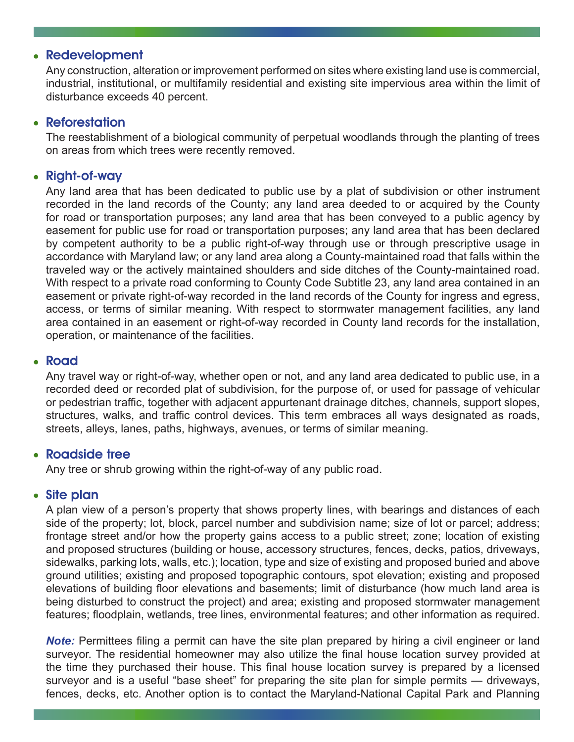- **Redevelopment**

  Any construction, alteration or improvement performed on sites where existing land use is commercial, industrial, institutional, or multifamily residential and existing site impervious area within the limit of disturbance exceeds 40 percent.

- **Reforestation**

  The reestablishment of a biological community of perpetual woodlands through the planting of trees on areas from which trees were recently removed.

- **Right-of-way**

  Any land area that has been dedicated to public use by a plat of subdivision or other instrument recorded in the land records of the County; any land area deeded to or acquired by the County for road or transportation purposes; any land area that has been conveyed to a public agency by easement for public use for road or transportation purposes; any land area that has been declared by competent authority to be a public right-of-way through use or through prescriptive usage in accordance with Maryland law; or any land area along a County-maintained road that falls within the traveled way or the actively maintained shoulders and side ditches of the County-maintained road. With respect to a private road conforming to County Code Subtitle 23, any land area contained in an easement or private right-of-way recorded in the land records of the County for ingress and egress, access, or terms of similar meaning. With respect to stormwater management facilities, any land area contained in an easement or right-of-way recorded in County land records for the installation, operation, or maintenance of the facilities.

- **Road**

  Any travel way or right-of-way, whether open or not, and any land area dedicated to public use, in a recorded deed or recorded plat of subdivision, for the purpose of, or used for passage of vehicular or pedestrian traffic, together with adjacent appurtenant drainage ditches, channels, support slopes, structures, walks, and traffic control devices. This term embraces all ways designated as roads, streets, alleys, lanes, paths, highways, avenues, or terms of similar meaning.

- **Roadside tree**

  Any tree or shrub growing within the right-of-way of any public road.

- **Site plan**

  A plan view of a person's property that shows property lines, with bearings and distances of each side of the property; lot, block, parcel number and subdivision name; size of lot or parcel; address; frontage street and/or how the property gains access to a public street; zone; location of existing and proposed structures (building or house, accessory structures, fences, decks, patios, driveways, sidewalks, parking lots, walls, etc.); location, type and size of existing and proposed buried and above ground utilities; existing and proposed topographic contours, spot elevation; existing and proposed elevations of building floor elevations and basements; limit of disturbance (how much land area is being disturbed to construct the project) and area; existing and proposed stormwater management features; floodplain, wetlands, tree lines, environmental features; and other information as required.

  ***Note:*** Permittees filing a permit can have the site plan prepared by hiring a civil engineer or land surveyor. The residential homeowner may also utilize the final house location survey provided at the time they purchased their house. This final house location survey is prepared by a licensed surveyor and is a useful "base sheet" for preparing the site plan for simple permits — driveways, fences, decks, etc. Another option is to contact the Maryland-National Capital Park and Planning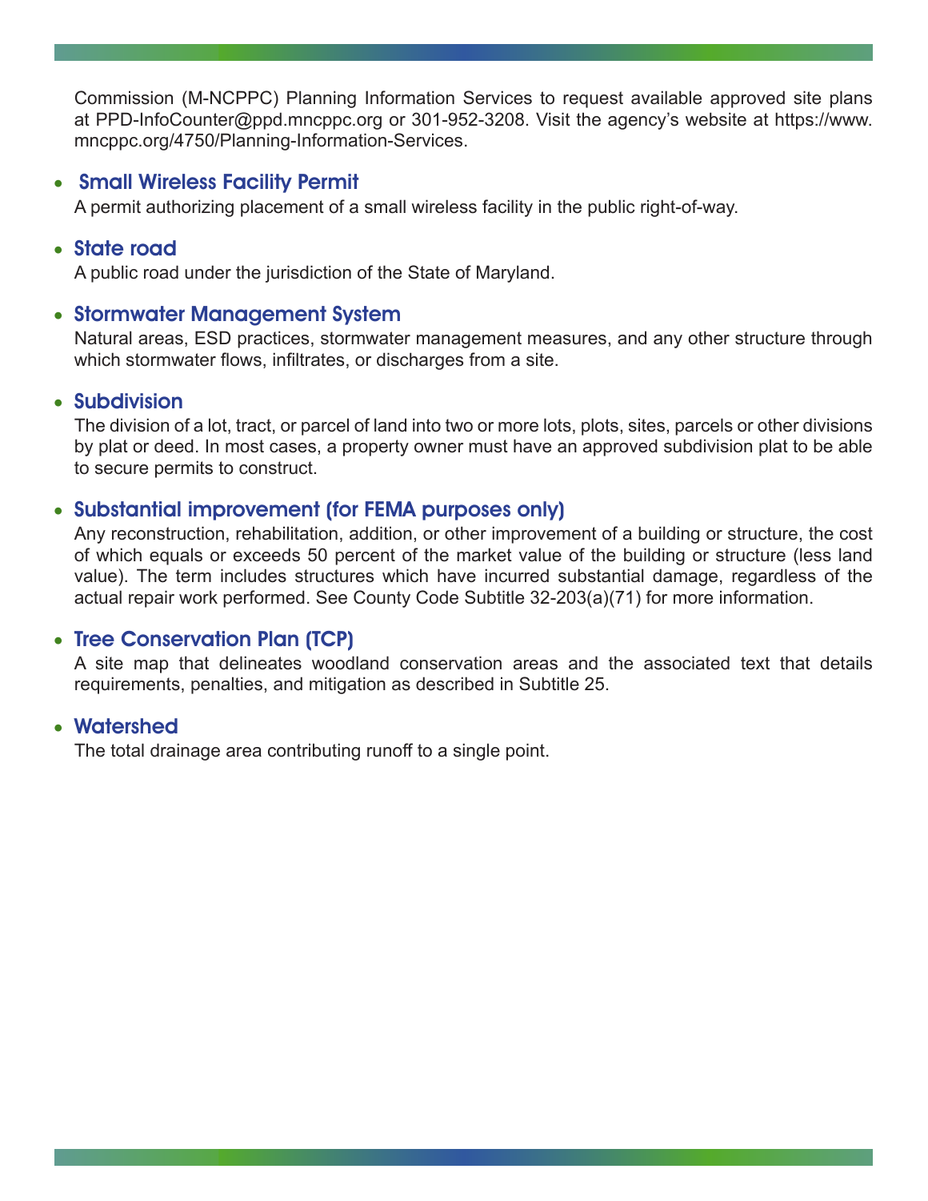Commission (M-NCPPC) Planning Information Services to request available approved site plans at PPD-InfoCounter@ppd.mncppc.org or 301-952-3208. Visit the agency's website at https://www.mncppc.org/4750/Planning-Information-Services.

- **Small Wireless Facility Permit**
  A permit authorizing placement of a small wireless facility in the public right-of-way.

- **State road**
  A public road under the jurisdiction of the State of Maryland.

- **Stormwater Management System**
  Natural areas, ESD practices, stormwater management measures, and any other structure through which stormwater flows, infiltrates, or discharges from a site.

- **Subdivision**
  The division of a lot, tract, or parcel of land into two or more lots, plots, sites, parcels or other divisions by plat or deed. In most cases, a property owner must have an approved subdivision plat to be able to secure permits to construct.

- **Substantial improvement (for FEMA purposes only)**
  Any reconstruction, rehabilitation, addition, or other improvement of a building or structure, the cost of which equals or exceeds 50 percent of the market value of the building or structure (less land value). The term includes structures which have incurred substantial damage, regardless of the actual repair work performed. See County Code Subtitle 32-203(a)(71) for more information.

- **Tree Conservation Plan (TCP)**
  A site map that delineates woodland conservation areas and the associated text that details requirements, penalties, and mitigation as described in Subtitle 25.

- **Watershed**
  The total drainage area contributing runoff to a single point.